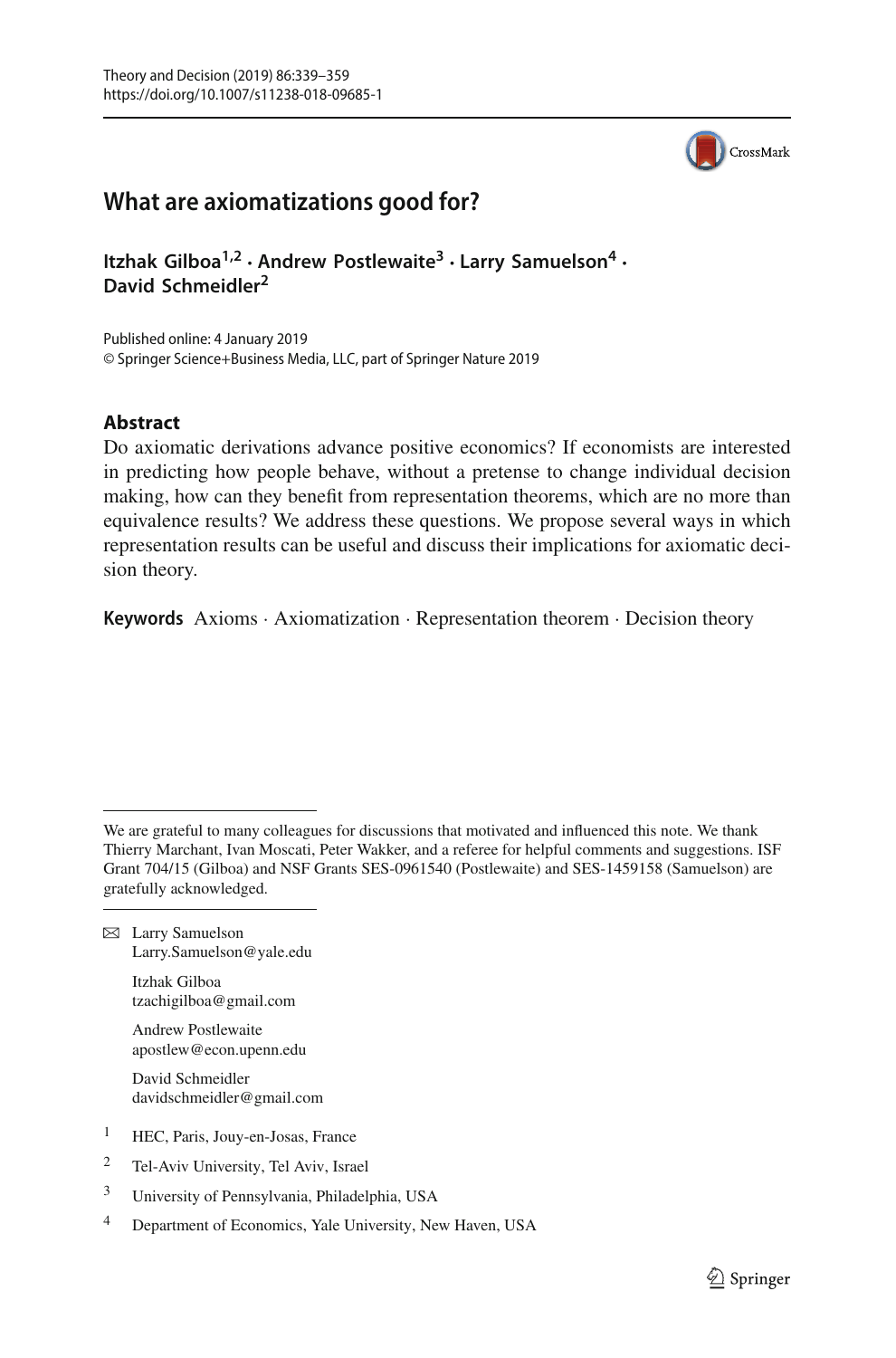# What are axiomatizations good for?

**Itzhak Gilboa[1,2] · Andrew Postlewaite[3] · Larry Samuelson[4] · David Schmeidler[2]**

Published online: 4 January 2019
© Springer Science+Business Media, LLC, part of Springer Nature 2019

## Abstract

Do axiomatic derivations advance positive economics? If economists are interested in predicting how people behave, without a pretense to change individual decision making, how can they benefit from representation theorems, which are no more than equivalence results? We address these questions. We propose several ways in which representation results can be useful and discuss their implications for axiomatic decision theory.

**Keywords** Axioms · Axiomatization · Representation theorem · Decision theory

---

We are grateful to many colleagues for discussions that motivated and influenced this note. We thank Thierry Marchant, Ivan Moscati, Peter Wakker, and a referee for helpful comments and suggestions. ISF Grant 704/15 (Gilboa) and NSF Grants SES-0961540 (Postlewaite) and SES-1459158 (Samuelson) are gratefully acknowledged.

---

✉ Larry Samuelson
Larry.Samuelson@yale.edu

Itzhak Gilboa
tzachigilboa@gmail.com

Andrew Postlewaite
apostlew@econ.upenn.edu

David Schmeidler
davidschmeidler@gmail.com

[1] HEC, Paris, Jouy-en-Josas, France

[2] Tel-Aviv University, Tel Aviv, Israel

[3] University of Pennsylvania, Philadelphia, USA

[4] Department of Economics, Yale University, New Haven, USA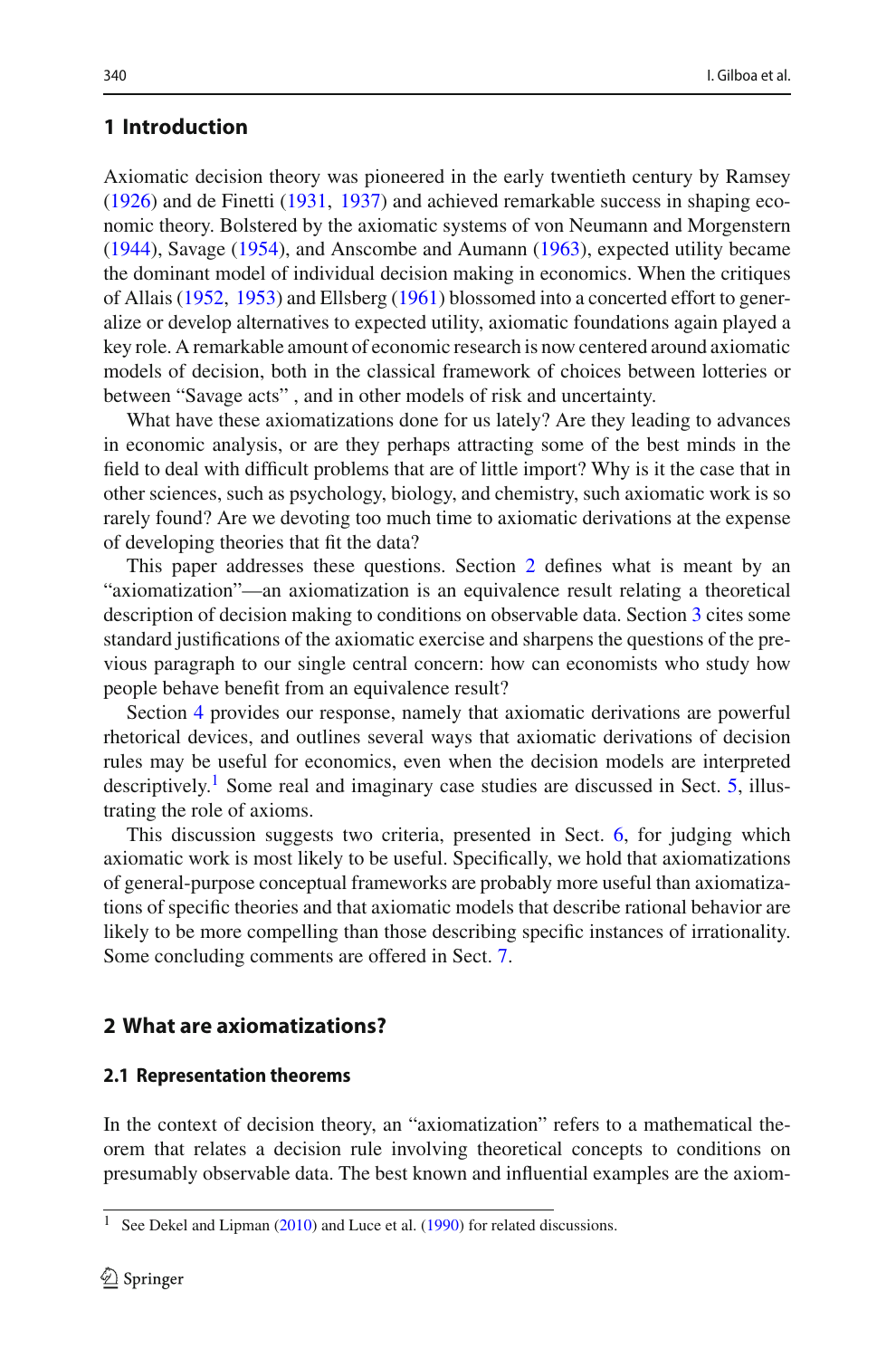## 1 Introduction

Axiomatic decision theory was pioneered in the early twentieth century by Ramsey (1926) and de Finetti (1931, 1937) and achieved remarkable success in shaping economic theory. Bolstered by the axiomatic systems of von Neumann and Morgenstern (1944), Savage (1954), and Anscombe and Aumann (1963), expected utility became the dominant model of individual decision making in economics. When the critiques of Allais (1952, 1953) and Ellsberg (1961) blossomed into a concerted effort to generalize or develop alternatives to expected utility, axiomatic foundations again played a key role. A remarkable amount of economic research is now centered around axiomatic models of decision, both in the classical framework of choices between lotteries or between "Savage acts" , and in other models of risk and uncertainty.

What have these axiomatizations done for us lately? Are they leading to advances in economic analysis, or are they perhaps attracting some of the best minds in the field to deal with difficult problems that are of little import? Why is it the case that in other sciences, such as psychology, biology, and chemistry, such axiomatic work is so rarely found? Are we devoting too much time to axiomatic derivations at the expense of developing theories that fit the data?

This paper addresses these questions. Section 2 defines what is meant by an "axiomatization"—an axiomatization is an equivalence result relating a theoretical description of decision making to conditions on observable data. Section 3 cites some standard justifications of the axiomatic exercise and sharpens the questions of the previous paragraph to our single central concern: how can economists who study how people behave benefit from an equivalence result?

Section 4 provides our response, namely that axiomatic derivations are powerful rhetorical devices, and outlines several ways that axiomatic derivations of decision rules may be useful for economics, even when the decision models are interpreted descriptively.[1] Some real and imaginary case studies are discussed in Sect. 5, illustrating the role of axioms.

This discussion suggests two criteria, presented in Sect. 6, for judging which axiomatic work is most likely to be useful. Specifically, we hold that axiomatizations of general-purpose conceptual frameworks are probably more useful than axiomatizations of specific theories and that axiomatic models that describe rational behavior are likely to be more compelling than those describing specific instances of irrationality. Some concluding comments are offered in Sect. 7.

## 2 What are axiomatizations?

### 2.1 Representation theorems

In the context of decision theory, an "axiomatization" refers to a mathematical theorem that relates a decision rule involving theoretical concepts to conditions on presumably observable data. The best known and influential examples are the axiom-

[1] See Dekel and Lipman (2010) and Luce et al. (1990) for related discussions.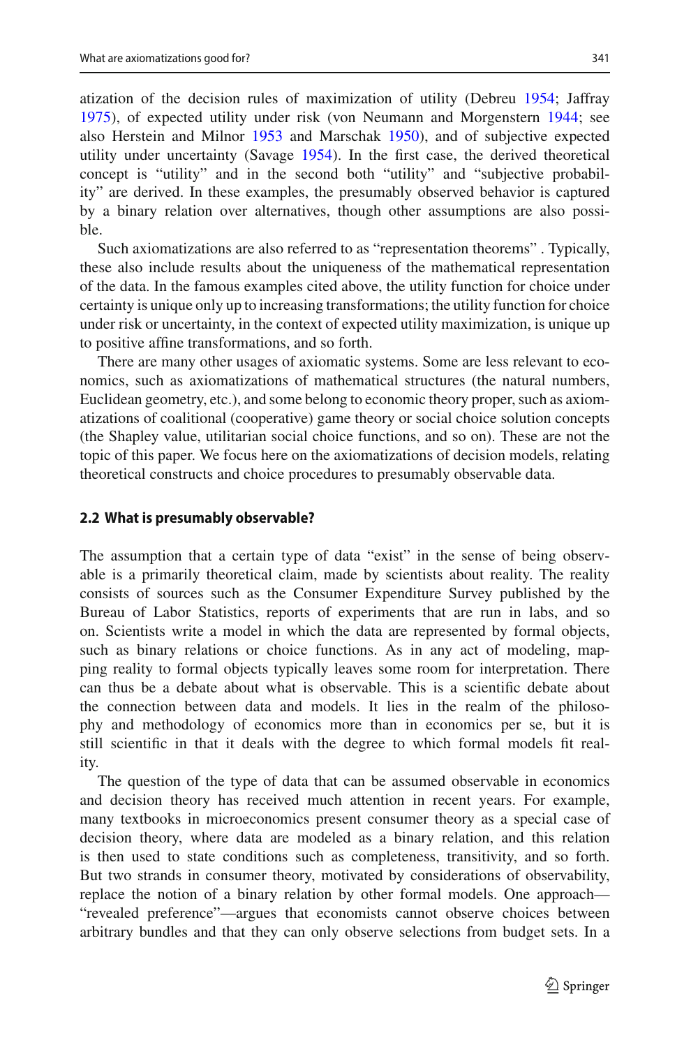atization of the decision rules of maximization of utility (Debreu 1954; Jaffray 1975), of expected utility under risk (von Neumann and Morgenstern 1944; see also Herstein and Milnor 1953 and Marschak 1950), and of subjective expected utility under uncertainty (Savage 1954). In the first case, the derived theoretical concept is "utility" and in the second both "utility" and "subjective probability" are derived. In these examples, the presumably observed behavior is captured by a binary relation over alternatives, though other assumptions are also possible.

Such axiomatizations are also referred to as "representation theorems" . Typically, these also include results about the uniqueness of the mathematical representation of the data. In the famous examples cited above, the utility function for choice under certainty is unique only up to increasing transformations; the utility function for choice under risk or uncertainty, in the context of expected utility maximization, is unique up to positive affine transformations, and so forth.

There are many other usages of axiomatic systems. Some are less relevant to economics, such as axiomatizations of mathematical structures (the natural numbers, Euclidean geometry, etc.), and some belong to economic theory proper, such as axiomatizations of coalitional (cooperative) game theory or social choice solution concepts (the Shapley value, utilitarian social choice functions, and so on). These are not the topic of this paper. We focus here on the axiomatizations of decision models, relating theoretical constructs and choice procedures to presumably observable data.

### 2.2 What is presumably observable?

The assumption that a certain type of data "exist" in the sense of being observable is a primarily theoretical claim, made by scientists about reality. The reality consists of sources such as the Consumer Expenditure Survey published by the Bureau of Labor Statistics, reports of experiments that are run in labs, and so on. Scientists write a model in which the data are represented by formal objects, such as binary relations or choice functions. As in any act of modeling, mapping reality to formal objects typically leaves some room for interpretation. There can thus be a debate about what is observable. This is a scientific debate about the connection between data and models. It lies in the realm of the philosophy and methodology of economics more than in economics per se, but it is still scientific in that it deals with the degree to which formal models fit reality.

The question of the type of data that can be assumed observable in economics and decision theory has received much attention in recent years. For example, many textbooks in microeconomics present consumer theory as a special case of decision theory, where data are modeled as a binary relation, and this relation is then used to state conditions such as completeness, transitivity, and so forth. But two strands in consumer theory, motivated by considerations of observability, replace the notion of a binary relation by other formal models. One approach—"revealed preference"—argues that economists cannot observe choices between arbitrary bundles and that they can only observe selections from budget sets. In a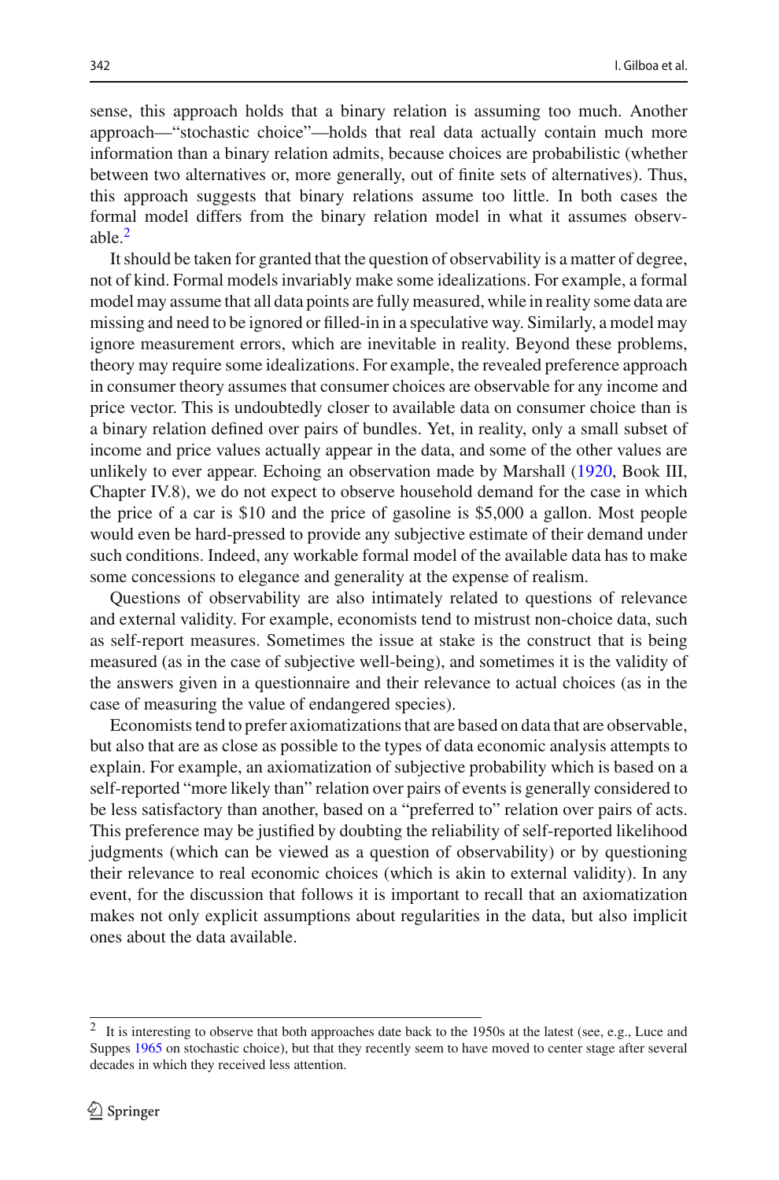sense, this approach holds that a binary relation is assuming too much. Another approach—"stochastic choice"—holds that real data actually contain much more information than a binary relation admits, because choices are probabilistic (whether between two alternatives or, more generally, out of finite sets of alternatives). Thus, this approach suggests that binary relations assume too little. In both cases the formal model differs from the binary relation model in what it assumes observable.[2]

It should be taken for granted that the question of observability is a matter of degree, not of kind. Formal models invariably make some idealizations. For example, a formal model may assume that all data points are fully measured, while in reality some data are missing and need to be ignored or filled-in in a speculative way. Similarly, a model may ignore measurement errors, which are inevitable in reality. Beyond these problems, theory may require some idealizations. For example, the revealed preference approach in consumer theory assumes that consumer choices are observable for any income and price vector. This is undoubtedly closer to available data on consumer choice than is a binary relation defined over pairs of bundles. Yet, in reality, only a small subset of income and price values actually appear in the data, and some of the other values are unlikely to ever appear. Echoing an observation made by Marshall (1920, Book III, Chapter IV.8), we do not expect to observe household demand for the case in which the price of a car is \$10 and the price of gasoline is \$5,000 a gallon. Most people would even be hard-pressed to provide any subjective estimate of their demand under such conditions. Indeed, any workable formal model of the available data has to make some concessions to elegance and generality at the expense of realism.

Questions of observability are also intimately related to questions of relevance and external validity. For example, economists tend to mistrust non-choice data, such as self-report measures. Sometimes the issue at stake is the construct that is being measured (as in the case of subjective well-being), and sometimes it is the validity of the answers given in a questionnaire and their relevance to actual choices (as in the case of measuring the value of endangered species).

Economists tend to prefer axiomatizations that are based on data that are observable, but also that are as close as possible to the types of data economic analysis attempts to explain. For example, an axiomatization of subjective probability which is based on a self-reported "more likely than" relation over pairs of events is generally considered to be less satisfactory than another, based on a "preferred to" relation over pairs of acts. This preference may be justified by doubting the reliability of self-reported likelihood judgments (which can be viewed as a question of observability) or by questioning their relevance to real economic choices (which is akin to external validity). In any event, for the discussion that follows it is important to recall that an axiomatization makes not only explicit assumptions about regularities in the data, but also implicit ones about the data available.

---

[2] It is interesting to observe that both approaches date back to the 1950s at the latest (see, e.g., Luce and Suppes 1965 on stochastic choice), but that they recently seem to have moved to center stage after several decades in which they received less attention.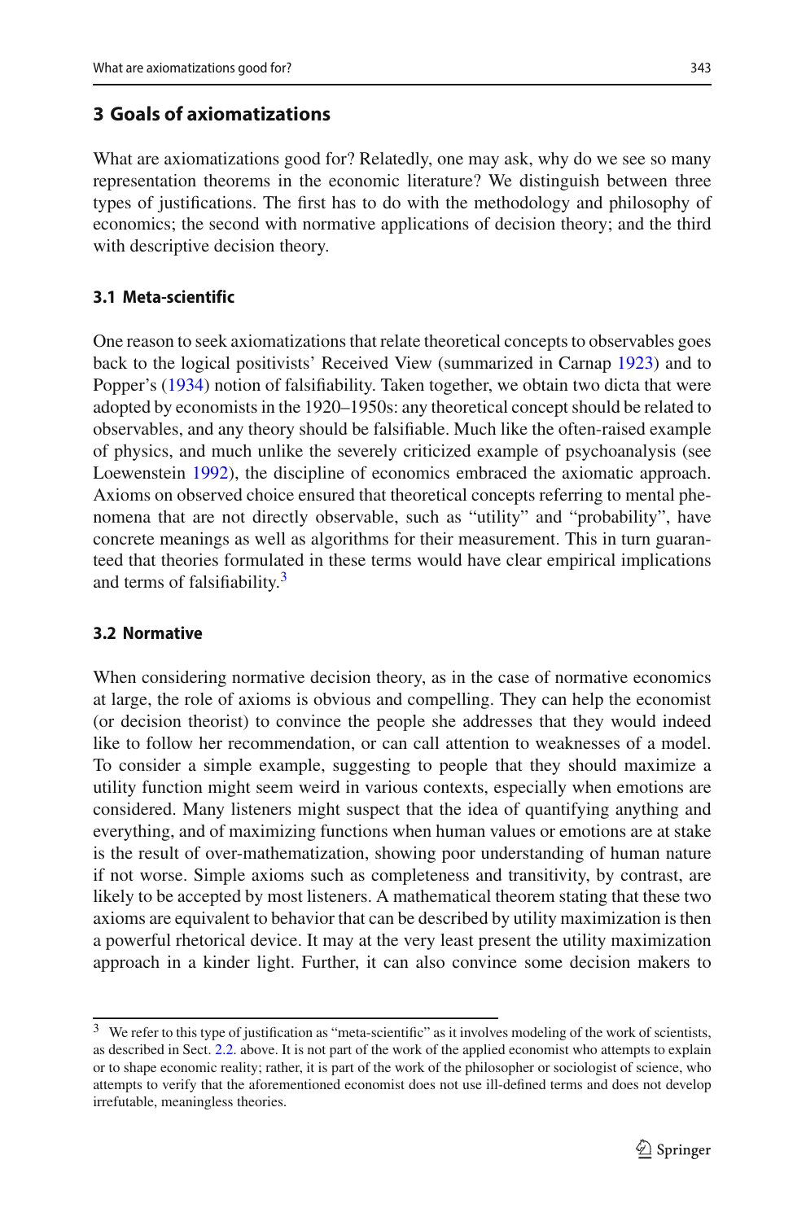## 3 Goals of axiomatizations

What are axiomatizations good for? Relatedly, one may ask, why do we see so many representation theorems in the economic literature? We distinguish between three types of justifications. The first has to do with the methodology and philosophy of economics; the second with normative applications of decision theory; and the third with descriptive decision theory.

### 3.1 Meta-scientific

One reason to seek axiomatizations that relate theoretical concepts to observables goes back to the logical positivists' Received View (summarized in Carnap 1923) and to Popper's (1934) notion of falsifiability. Taken together, we obtain two dicta that were adopted by economists in the 1920–1950s: any theoretical concept should be related to observables, and any theory should be falsifiable. Much like the often-raised example of physics, and much unlike the severely criticized example of psychoanalysis (see Loewenstein 1992), the discipline of economics embraced the axiomatic approach. Axioms on observed choice ensured that theoretical concepts referring to mental phenomena that are not directly observable, such as "utility" and "probability", have concrete meanings as well as algorithms for their measurement. This in turn guaranteed that theories formulated in these terms would have clear empirical implications and terms of falsifiability.[3]

### 3.2 Normative

When considering normative decision theory, as in the case of normative economics at large, the role of axioms is obvious and compelling. They can help the economist (or decision theorist) to convince the people she addresses that they would indeed like to follow her recommendation, or can call attention to weaknesses of a model. To consider a simple example, suggesting to people that they should maximize a utility function might seem weird in various contexts, especially when emotions are considered. Many listeners might suspect that the idea of quantifying anything and everything, and of maximizing functions when human values or emotions are at stake is the result of over-mathematization, showing poor understanding of human nature if not worse. Simple axioms such as completeness and transitivity, by contrast, are likely to be accepted by most listeners. A mathematical theorem stating that these two axioms are equivalent to behavior that can be described by utility maximization is then a powerful rhetorical device. It may at the very least present the utility maximization approach in a kinder light. Further, it can also convince some decision makers to

[3] We refer to this type of justification as "meta-scientific" as it involves modeling of the work of scientists, as described in Sect. 2.2. above. It is not part of the work of the applied economist who attempts to explain or to shape economic reality; rather, it is part of the work of the philosopher or sociologist of science, who attempts to verify that the aforementioned economist does not use ill-defined terms and does not develop irrefutable, meaningless theories.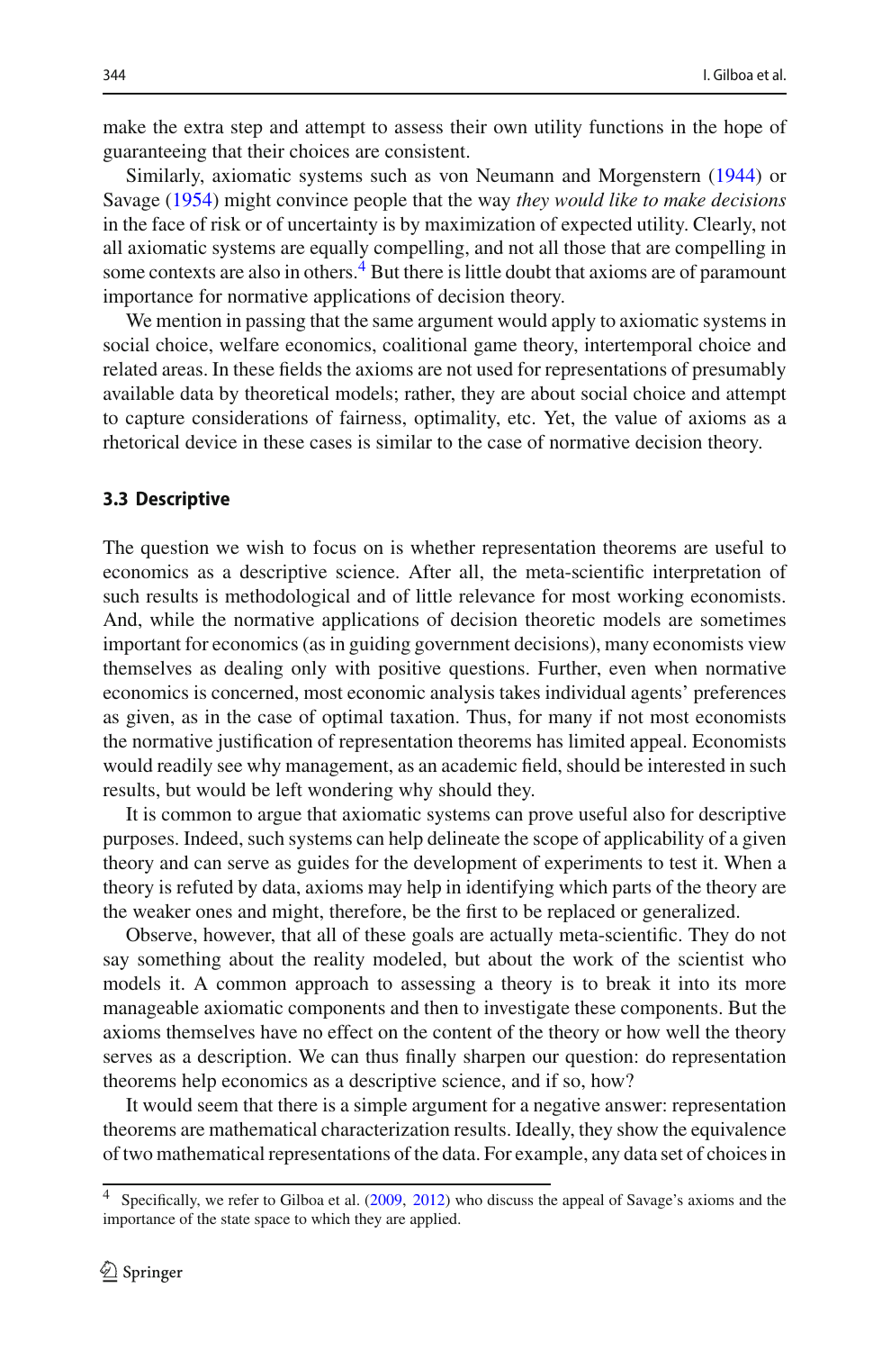make the extra step and attempt to assess their own utility functions in the hope of guaranteeing that their choices are consistent.

Similarly, axiomatic systems such as von Neumann and Morgenstern (1944) or Savage (1954) might convince people that the way *they would like to make decisions* in the face of risk or of uncertainty is by maximization of expected utility. Clearly, not all axiomatic systems are equally compelling, and not all those that are compelling in some contexts are also in others.[4] But there is little doubt that axioms are of paramount importance for normative applications of decision theory.

We mention in passing that the same argument would apply to axiomatic systems in social choice, welfare economics, coalitional game theory, intertemporal choice and related areas. In these fields the axioms are not used for representations of presumably available data by theoretical models; rather, they are about social choice and attempt to capture considerations of fairness, optimality, etc. Yet, the value of axioms as a rhetorical device in these cases is similar to the case of normative decision theory.

### 3.3 Descriptive

The question we wish to focus on is whether representation theorems are useful to economics as a descriptive science. After all, the meta-scientific interpretation of such results is methodological and of little relevance for most working economists. And, while the normative applications of decision theoretic models are sometimes important for economics (as in guiding government decisions), many economists view themselves as dealing only with positive questions. Further, even when normative economics is concerned, most economic analysis takes individual agents' preferences as given, as in the case of optimal taxation. Thus, for many if not most economists the normative justification of representation theorems has limited appeal. Economists would readily see why management, as an academic field, should be interested in such results, but would be left wondering why should they.

It is common to argue that axiomatic systems can prove useful also for descriptive purposes. Indeed, such systems can help delineate the scope of applicability of a given theory and can serve as guides for the development of experiments to test it. When a theory is refuted by data, axioms may help in identifying which parts of the theory are the weaker ones and might, therefore, be the first to be replaced or generalized.

Observe, however, that all of these goals are actually meta-scientific. They do not say something about the reality modeled, but about the work of the scientist who models it. A common approach to assessing a theory is to break it into its more manageable axiomatic components and then to investigate these components. But the axioms themselves have no effect on the content of the theory or how well the theory serves as a description. We can thus finally sharpen our question: do representation theorems help economics as a descriptive science, and if so, how?

It would seem that there is a simple argument for a negative answer: representation theorems are mathematical characterization results. Ideally, they show the equivalence of two mathematical representations of the data. For example, any data set of choices in

[4] Specifically, we refer to Gilboa et al. (2009, 2012) who discuss the appeal of Savage's axioms and the importance of the state space to which they are applied.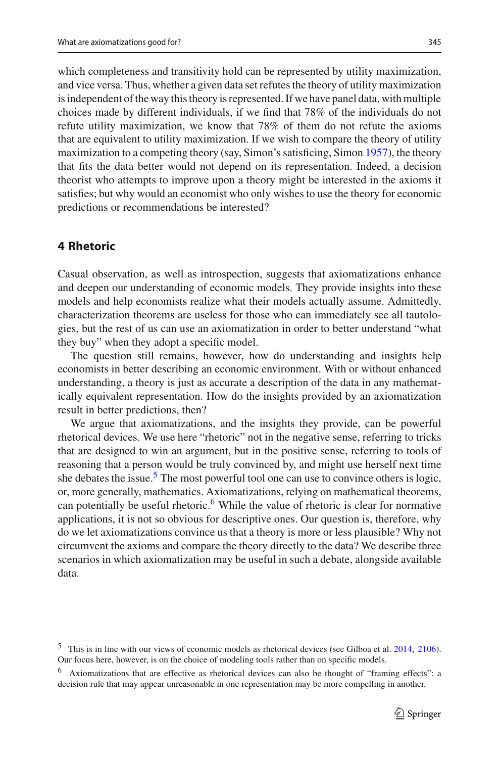which completeness and transitivity hold can be represented by utility maximization, and vice versa. Thus, whether a given data set refutes the theory of utility maximization is independent of the way this theory is represented. If we have panel data, with multiple choices made by different individuals, if we find that 78% of the individuals do not refute utility maximization, we know that 78% of them do not refute the axioms that are equivalent to utility maximization. If we wish to compare the theory of utility maximization to a competing theory (say, Simon's satisficing, Simon 1957), the theory that fits the data better would not depend on its representation. Indeed, a decision theorist who attempts to improve upon a theory might be interested in the axioms it satisfies; but why would an economist who only wishes to use the theory for economic predictions or recommendations be interested?

## 4 Rhetoric

Casual observation, as well as introspection, suggests that axiomatizations enhance and deepen our understanding of economic models. They provide insights into these models and help economists realize what their models actually assume. Admittedly, characterization theorems are useless for those who can immediately see all tautologies, but the rest of us can use an axiomatization in order to better understand "what they buy" when they adopt a specific model.

The question still remains, however, how do understanding and insights help economists in better describing an economic environment. With or without enhanced understanding, a theory is just as accurate a description of the data in any mathematically equivalent representation. How do the insights provided by an axiomatization result in better predictions, then?

We argue that axiomatizations, and the insights they provide, can be powerful rhetorical devices. We use here "rhetoric" not in the negative sense, referring to tricks that are designed to win an argument, but in the positive sense, referring to tools of reasoning that a person would be truly convinced by, and might use herself next time she debates the issue.[5] The most powerful tool one can use to convince others is logic, or, more generally, mathematics. Axiomatizations, relying on mathematical theorems, can potentially be useful rhetoric.[6] While the value of rhetoric is clear for normative applications, it is not so obvious for descriptive ones. Our question is, therefore, why do we let axiomatizations convince us that a theory is more or less plausible? Why not circumvent the axioms and compare the theory directly to the data? We describe three scenarios in which axiomatization may be useful in such a debate, alongside available data.

---

[5] This is in line with our views of economic models as rhetorical devices (see Gilboa et al. 2014, 2106). Our focus here, however, is on the choice of modeling tools rather than on specific models.

[6] Axiomatizations that are effective as rhetorical devices can also be thought of "framing effects": a decision rule that may appear unreasonable in one representation may be more compelling in another.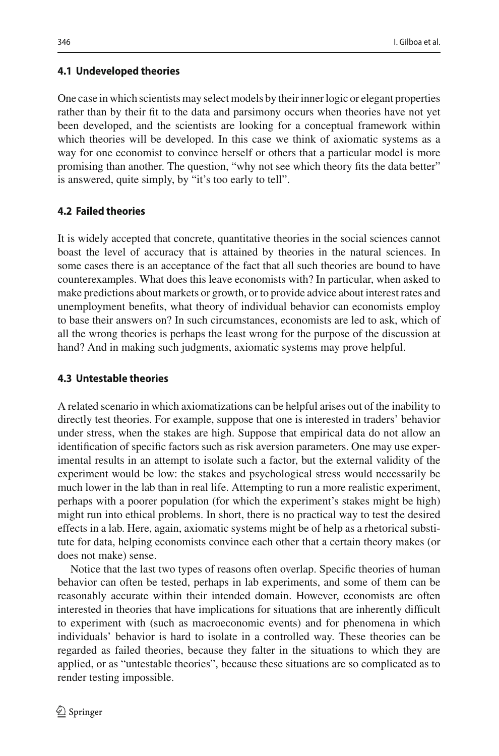### 4.1 Undeveloped theories

One case in which scientists may select models by their inner logic or elegant properties rather than by their fit to the data and parsimony occurs when theories have not yet been developed, and the scientists are looking for a conceptual framework within which theories will be developed. In this case we think of axiomatic systems as a way for one economist to convince herself or others that a particular model is more promising than another. The question, "why not see which theory fits the data better" is answered, quite simply, by "it's too early to tell".

### 4.2 Failed theories

It is widely accepted that concrete, quantitative theories in the social sciences cannot boast the level of accuracy that is attained by theories in the natural sciences. In some cases there is an acceptance of the fact that all such theories are bound to have counterexamples. What does this leave economists with? In particular, when asked to make predictions about markets or growth, or to provide advice about interest rates and unemployment benefits, what theory of individual behavior can economists employ to base their answers on? In such circumstances, economists are led to ask, which of all the wrong theories is perhaps the least wrong for the purpose of the discussion at hand? And in making such judgments, axiomatic systems may prove helpful.

### 4.3 Untestable theories

A related scenario in which axiomatizations can be helpful arises out of the inability to directly test theories. For example, suppose that one is interested in traders' behavior under stress, when the stakes are high. Suppose that empirical data do not allow an identification of specific factors such as risk aversion parameters. One may use experimental results in an attempt to isolate such a factor, but the external validity of the experiment would be low: the stakes and psychological stress would necessarily be much lower in the lab than in real life. Attempting to run a more realistic experiment, perhaps with a poorer population (for which the experiment's stakes might be high) might run into ethical problems. In short, there is no practical way to test the desired effects in a lab. Here, again, axiomatic systems might be of help as a rhetorical substitute for data, helping economists convince each other that a certain theory makes (or does not make) sense.

Notice that the last two types of reasons often overlap. Specific theories of human behavior can often be tested, perhaps in lab experiments, and some of them can be reasonably accurate within their intended domain. However, economists are often interested in theories that have implications for situations that are inherently difficult to experiment with (such as macroeconomic events) and for phenomena in which individuals' behavior is hard to isolate in a controlled way. These theories can be regarded as failed theories, because they falter in the situations to which they are applied, or as "untestable theories", because these situations are so complicated as to render testing impossible.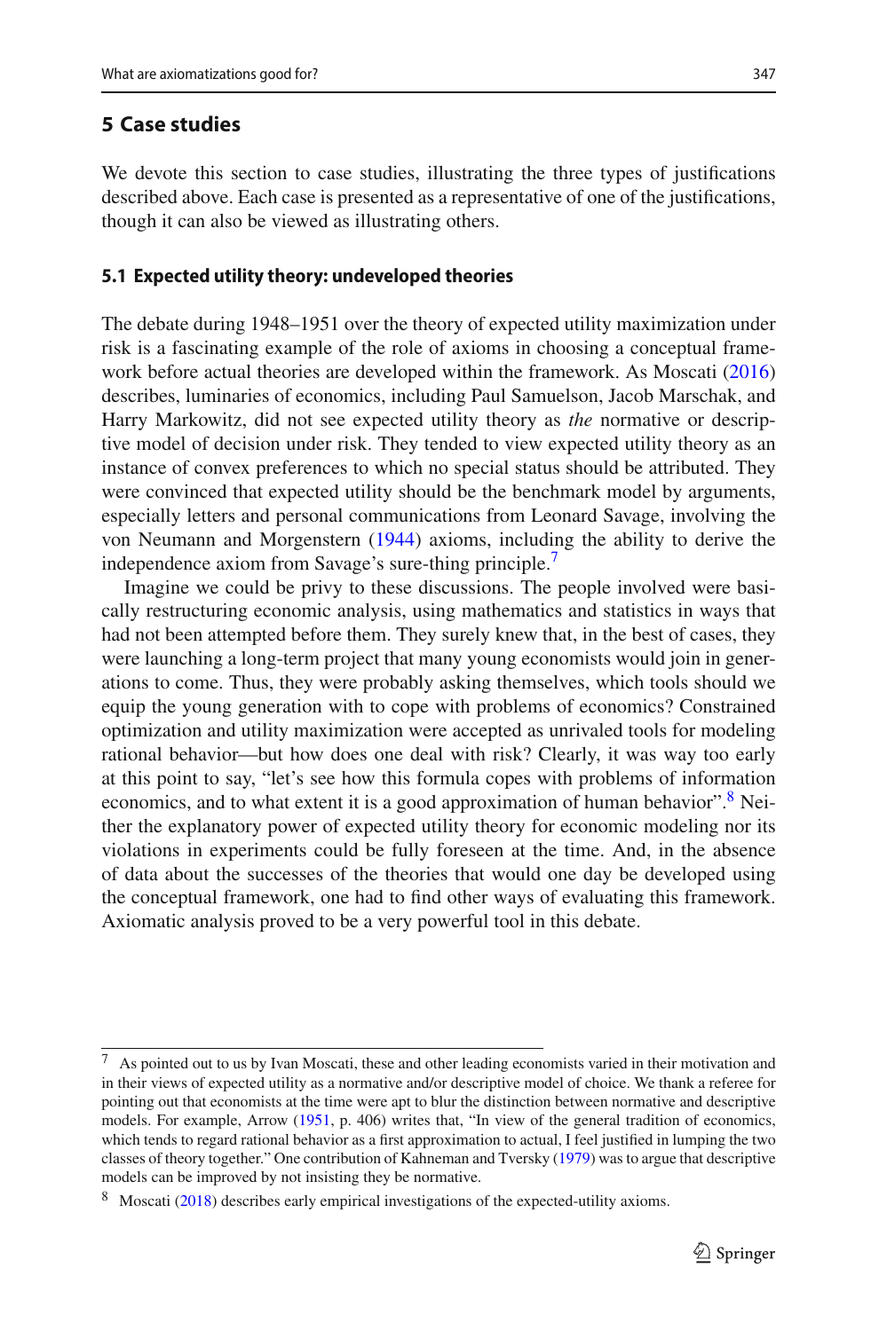## 5 Case studies

We devote this section to case studies, illustrating the three types of justifications described above. Each case is presented as a representative of one of the justifications, though it can also be viewed as illustrating others.

### 5.1 Expected utility theory: undeveloped theories

The debate during 1948–1951 over the theory of expected utility maximization under risk is a fascinating example of the role of axioms in choosing a conceptual framework before actual theories are developed within the framework. As Moscati (2016) describes, luminaries of economics, including Paul Samuelson, Jacob Marschak, and Harry Markowitz, did not see expected utility theory as *the* normative or descriptive model of decision under risk. They tended to view expected utility theory as an instance of convex preferences to which no special status should be attributed. They were convinced that expected utility should be the benchmark model by arguments, especially letters and personal communications from Leonard Savage, involving the von Neumann and Morgenstern (1944) axioms, including the ability to derive the independence axiom from Savage's sure-thing principle.[7]

Imagine we could be privy to these discussions. The people involved were basically restructuring economic analysis, using mathematics and statistics in ways that had not been attempted before them. They surely knew that, in the best of cases, they were launching a long-term project that many young economists would join in generations to come. Thus, they were probably asking themselves, which tools should we equip the young generation with to cope with problems of economics? Constrained optimization and utility maximization were accepted as unrivaled tools for modeling rational behavior—but how does one deal with risk? Clearly, it was way too early at this point to say, "let's see how this formula copes with problems of information economics, and to what extent it is a good approximation of human behavior".[8] Neither the explanatory power of expected utility theory for economic modeling nor its violations in experiments could be fully foreseen at the time. And, in the absence of data about the successes of the theories that would one day be developed using the conceptual framework, one had to find other ways of evaluating this framework. Axiomatic analysis proved to be a very powerful tool in this debate.

---

[7] As pointed out to us by Ivan Moscati, these and other leading economists varied in their motivation and in their views of expected utility as a normative and/or descriptive model of choice. We thank a referee for pointing out that economists at the time were apt to blur the distinction between normative and descriptive models. For example, Arrow (1951, p. 406) writes that, "In view of the general tradition of economics, which tends to regard rational behavior as a first approximation to actual, I feel justified in lumping the two classes of theory together." One contribution of Kahneman and Tversky (1979) was to argue that descriptive models can be improved by not insisting they be normative.

[8] Moscati (2018) describes early empirical investigations of the expected-utility axioms.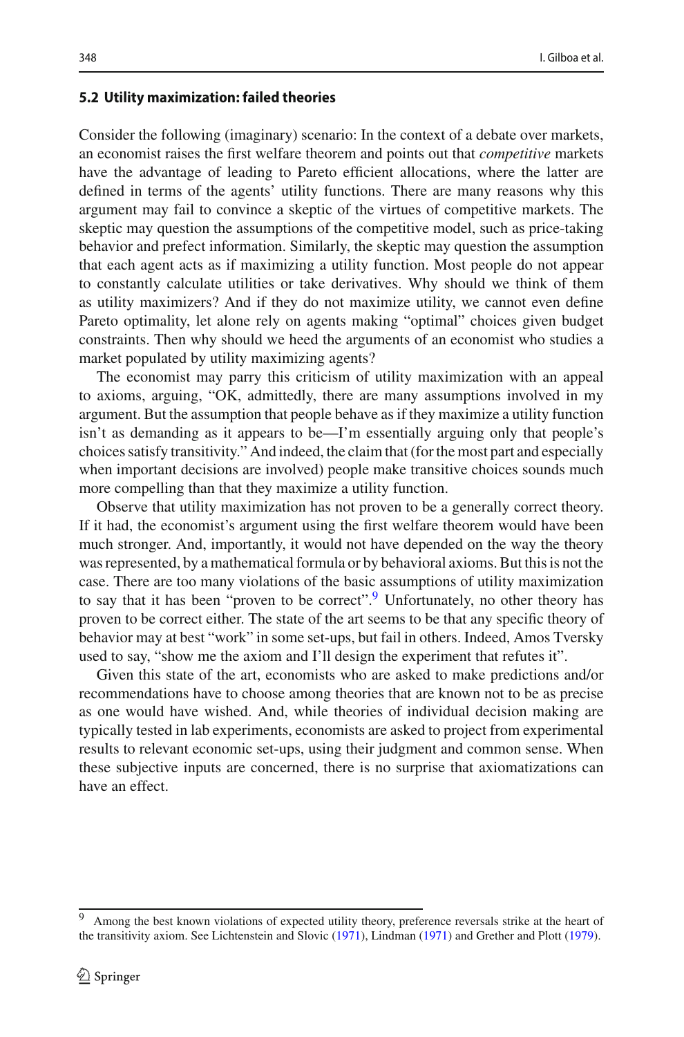### 5.2 Utility maximization: failed theories

Consider the following (imaginary) scenario: In the context of a debate over markets, an economist raises the first welfare theorem and points out that *competitive* markets have the advantage of leading to Pareto efficient allocations, where the latter are defined in terms of the agents' utility functions. There are many reasons why this argument may fail to convince a skeptic of the virtues of competitive markets. The skeptic may question the assumptions of the competitive model, such as price-taking behavior and prefect information. Similarly, the skeptic may question the assumption that each agent acts as if maximizing a utility function. Most people do not appear to constantly calculate utilities or take derivatives. Why should we think of them as utility maximizers? And if they do not maximize utility, we cannot even define Pareto optimality, let alone rely on agents making "optimal" choices given budget constraints. Then why should we heed the arguments of an economist who studies a market populated by utility maximizing agents?

The economist may parry this criticism of utility maximization with an appeal to axioms, arguing, "OK, admittedly, there are many assumptions involved in my argument. But the assumption that people behave as if they maximize a utility function isn't as demanding as it appears to be—I'm essentially arguing only that people's choices satisfy transitivity." And indeed, the claim that (for the most part and especially when important decisions are involved) people make transitive choices sounds much more compelling than that they maximize a utility function.

Observe that utility maximization has not proven to be a generally correct theory. If it had, the economist's argument using the first welfare theorem would have been much stronger. And, importantly, it would not have depended on the way the theory was represented, by a mathematical formula or by behavioral axioms. But this is not the case. There are too many violations of the basic assumptions of utility maximization to say that it has been "proven to be correct".[9] Unfortunately, no other theory has proven to be correct either. The state of the art seems to be that any specific theory of behavior may at best "work" in some set-ups, but fail in others. Indeed, Amos Tversky used to say, "show me the axiom and I'll design the experiment that refutes it".

Given this state of the art, economists who are asked to make predictions and/or recommendations have to choose among theories that are known not to be as precise as one would have wished. And, while theories of individual decision making are typically tested in lab experiments, economists are asked to project from experimental results to relevant economic set-ups, using their judgment and common sense. When these subjective inputs are concerned, there is no surprise that axiomatizations can have an effect.

---

[9] Among the best known violations of expected utility theory, preference reversals strike at the heart of the transitivity axiom. See Lichtenstein and Slovic (1971), Lindman (1971) and Grether and Plott (1979).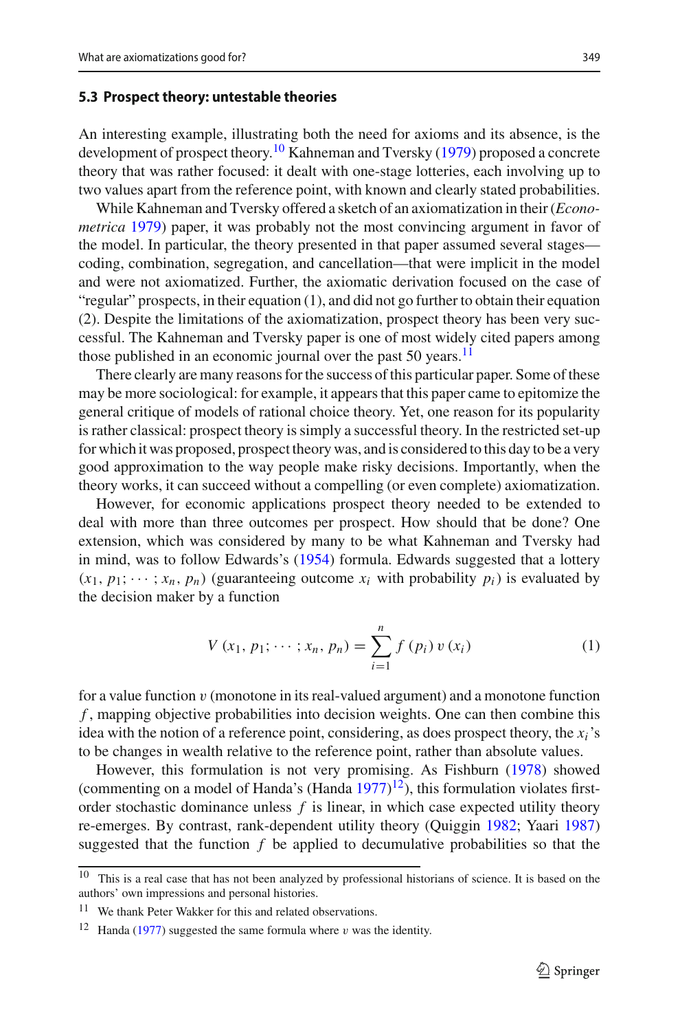### 5.3 Prospect theory: untestable theories

An interesting example, illustrating both the need for axioms and its absence, is the development of prospect theory.[10] Kahneman and Tversky (1979) proposed a concrete theory that was rather focused: it dealt with one-stage lotteries, each involving up to two values apart from the reference point, with known and clearly stated probabilities.

While Kahneman and Tversky offered a sketch of an axiomatization in their (*Econometrica* 1979) paper, it was probably not the most convincing argument in favor of the model. In particular, the theory presented in that paper assumed several stages—coding, combination, segregation, and cancellation—that were implicit in the model and were not axiomatized. Further, the axiomatic derivation focused on the case of "regular" prospects, in their equation (1), and did not go further to obtain their equation (2). Despite the limitations of the axiomatization, prospect theory has been very successful. The Kahneman and Tversky paper is one of most widely cited papers among those published in an economic journal over the past 50 years.[11]

There clearly are many reasons for the success of this particular paper. Some of these may be more sociological: for example, it appears that this paper came to epitomize the general critique of models of rational choice theory. Yet, one reason for its popularity is rather classical: prospect theory is simply a successful theory. In the restricted set-up for which it was proposed, prospect theory was, and is considered to this day to be a very good approximation to the way people make risky decisions. Importantly, when the theory works, it can succeed without a compelling (or even complete) axiomatization.

However, for economic applications prospect theory needed to be extended to deal with more than three outcomes per prospect. How should that be done? One extension, which was considered by many to be what Kahneman and Tversky had in mind, was to follow Edwards's (1954) formula. Edwards suggested that a lottery $(x_1, p_1; \cdots; x_n, p_n)$ (guaranteeing outcome $x_i$ with probability $p_i$) is evaluated by the decision maker by a function

$$V(x_1, p_1; \cdots; x_n, p_n) = \sum_{i=1}^{n} f(p_i)\, v(x_i) \tag{1}$$

for a value function $v$ (monotone in its real-valued argument) and a monotone function $f$, mapping objective probabilities into decision weights. One can then combine this idea with the notion of a reference point, considering, as does prospect theory, the $x_i$'s to be changes in wealth relative to the reference point, rather than absolute values.

However, this formulation is not very promising. As Fishburn (1978) showed (commenting on a model of Handa's (Handa 1977)[12]), this formulation violates first-order stochastic dominance unless $f$ is linear, in which case expected utility theory re-emerges. By contrast, rank-dependent utility theory (Quiggin 1982; Yaari 1987) suggested that the function $f$ be applied to decumulative probabilities so that the

---

[10] This is a real case that has not been analyzed by professional historians of science. It is based on the authors' own impressions and personal histories.

[11] We thank Peter Wakker for this and related observations.

[12] Handa (1977) suggested the same formula where $v$ was the identity.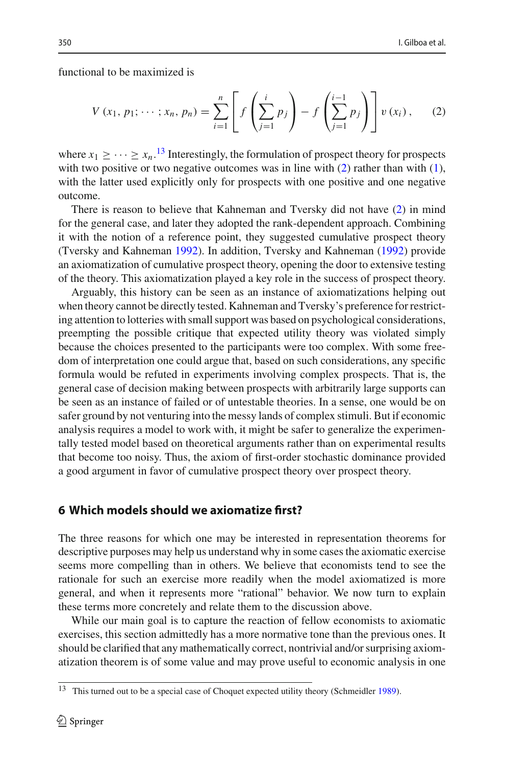functional to be maximized is

$$V\left(x_1, p_1; \cdots; x_n, p_n\right) = \sum_{i=1}^{n} \left[ f\left(\sum_{j=1}^{i} p_j\right) - f\left(\sum_{j=1}^{i-1} p_j\right) \right] v\left(x_i\right), \qquad (2)$$

where $x_1 \geq \cdots \geq x_n$.[13] Interestingly, the formulation of prospect theory for prospects with two positive or two negative outcomes was in line with (2) rather than with (1), with the latter used explicitly only for prospects with one positive and one negative outcome.

There is reason to believe that Kahneman and Tversky did not have (2) in mind for the general case, and later they adopted the rank-dependent approach. Combining it with the notion of a reference point, they suggested cumulative prospect theory (Tversky and Kahneman 1992). In addition, Tversky and Kahneman (1992) provide an axiomatization of cumulative prospect theory, opening the door to extensive testing of the theory. This axiomatization played a key role in the success of prospect theory.

Arguably, this history can be seen as an instance of axiomatizations helping out when theory cannot be directly tested. Kahneman and Tversky's preference for restricting attention to lotteries with small support was based on psychological considerations, preempting the possible critique that expected utility theory was violated simply because the choices presented to the participants were too complex. With some freedom of interpretation one could argue that, based on such considerations, any specific formula would be refuted in experiments involving complex prospects. That is, the general case of decision making between prospects with arbitrarily large supports can be seen as an instance of failed or of untestable theories. In a sense, one would be on safer ground by not venturing into the messy lands of complex stimuli. But if economic analysis requires a model to work with, it might be safer to generalize the experimentally tested model based on theoretical arguments rather than on experimental results that become too noisy. Thus, the axiom of first-order stochastic dominance provided a good argument in favor of cumulative prospect theory over prospect theory.

## 6 Which models should we axiomatize first?

The three reasons for which one may be interested in representation theorems for descriptive purposes may help us understand why in some cases the axiomatic exercise seems more compelling than in others. We believe that economists tend to see the rationale for such an exercise more readily when the model axiomatized is more general, and when it represents more "rational" behavior. We now turn to explain these terms more concretely and relate them to the discussion above.

While our main goal is to capture the reaction of fellow economists to axiomatic exercises, this section admittedly has a more normative tone than the previous ones. It should be clarified that any mathematically correct, nontrivial and/or surprising axiomatization theorem is of some value and may prove useful to economic analysis in one

[13] This turned out to be a special case of Choquet expected utility theory (Schmeidler 1989).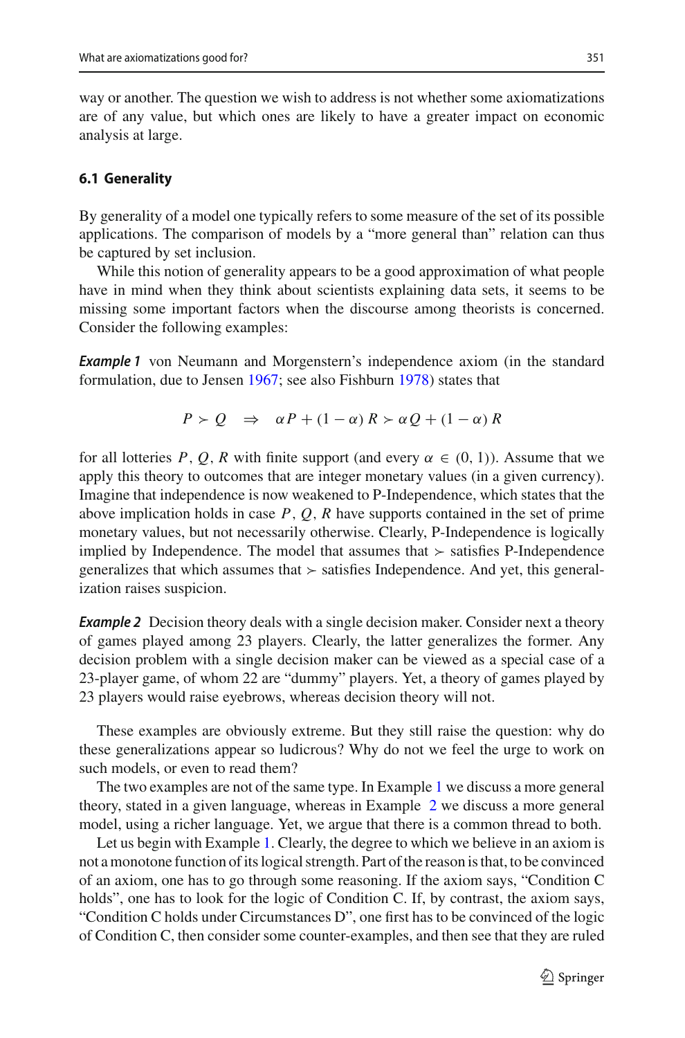way or another. The question we wish to address is not whether some axiomatizations are of any value, but which ones are likely to have a greater impact on economic analysis at large.

### 6.1 Generality

By generality of a model one typically refers to some measure of the set of its possible applications. The comparison of models by a "more general than" relation can thus be captured by set inclusion.

While this notion of generality appears to be a good approximation of what people have in mind when they think about scientists explaining data sets, it seems to be missing some important factors when the discourse among theorists is concerned. Consider the following examples:

***Example 1*** von Neumann and Morgenstern's independence axiom (in the standard formulation, due to Jensen 1967; see also Fishburn 1978) states that

$$P \succ Q \quad \Rightarrow \quad \alpha P + (1 - \alpha) R \succ \alpha Q + (1 - \alpha) R$$

for all lotteries $P, Q, R$ with finite support (and every $\alpha \in (0, 1)$). Assume that we apply this theory to outcomes that are integer monetary values (in a given currency). Imagine that independence is now weakened to P-Independence, which states that the above implication holds in case $P, Q, R$ have supports contained in the set of prime monetary values, but not necessarily otherwise. Clearly, P-Independence is logically implied by Independence. The model that assumes that $\succ$ satisfies P-Independence generalizes that which assumes that $\succ$ satisfies Independence. And yet, this generalization raises suspicion.

***Example 2*** Decision theory deals with a single decision maker. Consider next a theory of games played among 23 players. Clearly, the latter generalizes the former. Any decision problem with a single decision maker can be viewed as a special case of a 23-player game, of whom 22 are "dummy" players. Yet, a theory of games played by 23 players would raise eyebrows, whereas decision theory will not.

These examples are obviously extreme. But they still raise the question: why do these generalizations appear so ludicrous? Why do not we feel the urge to work on such models, or even to read them?

The two examples are not of the same type. In Example 1 we discuss a more general theory, stated in a given language, whereas in Example 2 we discuss a more general model, using a richer language. Yet, we argue that there is a common thread to both.

Let us begin with Example 1. Clearly, the degree to which we believe in an axiom is not a monotone function of its logical strength. Part of the reason is that, to be convinced of an axiom, one has to go through some reasoning. If the axiom says, "Condition C holds", one has to look for the logic of Condition C. If, by contrast, the axiom says, "Condition C holds under Circumstances D", one first has to be convinced of the logic of Condition C, then consider some counter-examples, and then see that they are ruled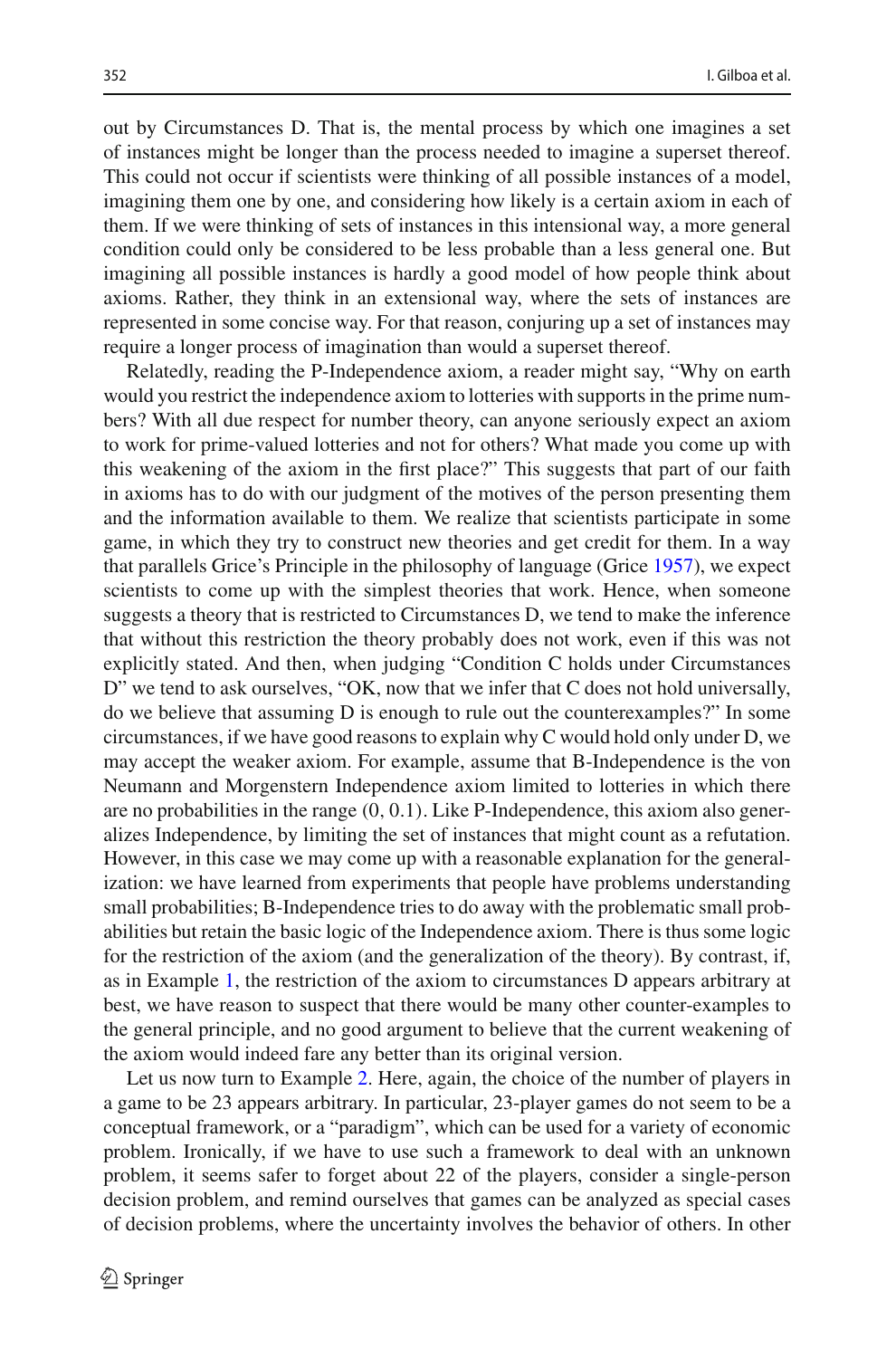out by Circumstances D. That is, the mental process by which one imagines a set of instances might be longer than the process needed to imagine a superset thereof. This could not occur if scientists were thinking of all possible instances of a model, imagining them one by one, and considering how likely is a certain axiom in each of them. If we were thinking of sets of instances in this intensional way, a more general condition could only be considered to be less probable than a less general one. But imagining all possible instances is hardly a good model of how people think about axioms. Rather, they think in an extensional way, where the sets of instances are represented in some concise way. For that reason, conjuring up a set of instances may require a longer process of imagination than would a superset thereof.

Relatedly, reading the P-Independence axiom, a reader might say, "Why on earth would you restrict the independence axiom to lotteries with supports in the prime numbers? With all due respect for number theory, can anyone seriously expect an axiom to work for prime-valued lotteries and not for others? What made you come up with this weakening of the axiom in the first place?" This suggests that part of our faith in axioms has to do with our judgment of the motives of the person presenting them and the information available to them. We realize that scientists participate in some game, in which they try to construct new theories and get credit for them. In a way that parallels Grice's Principle in the philosophy of language (Grice 1957), we expect scientists to come up with the simplest theories that work. Hence, when someone suggests a theory that is restricted to Circumstances D, we tend to make the inference that without this restriction the theory probably does not work, even if this was not explicitly stated. And then, when judging "Condition C holds under Circumstances D" we tend to ask ourselves, "OK, now that we infer that C does not hold universally, do we believe that assuming D is enough to rule out the counterexamples?" In some circumstances, if we have good reasons to explain why C would hold only under D, we may accept the weaker axiom. For example, assume that B-Independence is the von Neumann and Morgenstern Independence axiom limited to lotteries in which there are no probabilities in the range $(0, 0.1)$. Like P-Independence, this axiom also generalizes Independence, by limiting the set of instances that might count as a refutation. However, in this case we may come up with a reasonable explanation for the generalization: we have learned from experiments that people have problems understanding small probabilities; B-Independence tries to do away with the problematic small probabilities but retain the basic logic of the Independence axiom. There is thus some logic for the restriction of the axiom (and the generalization of the theory). By contrast, if, as in Example 1, the restriction of the axiom to circumstances D appears arbitrary at best, we have reason to suspect that there would be many other counter-examples to the general principle, and no good argument to believe that the current weakening of the axiom would indeed fare any better than its original version.

Let us now turn to Example 2. Here, again, the choice of the number of players in a game to be 23 appears arbitrary. In particular, 23-player games do not seem to be a conceptual framework, or a "paradigm", which can be used for a variety of economic problem. Ironically, if we have to use such a framework to deal with an unknown problem, it seems safer to forget about 22 of the players, consider a single-person decision problem, and remind ourselves that games can be analyzed as special cases of decision problems, where the uncertainty involves the behavior of others. In other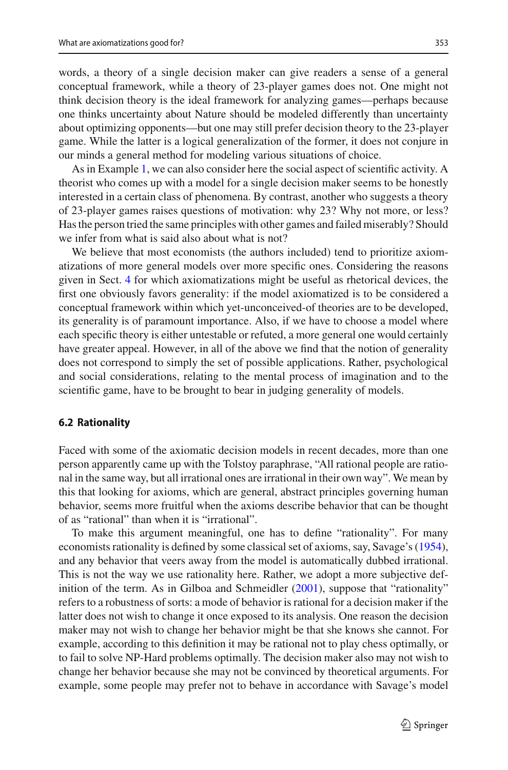words, a theory of a single decision maker can give readers a sense of a general conceptual framework, while a theory of 23-player games does not. One might not think decision theory is the ideal framework for analyzing games—perhaps because one thinks uncertainty about Nature should be modeled differently than uncertainty about optimizing opponents—but one may still prefer decision theory to the 23-player game. While the latter is a logical generalization of the former, it does not conjure in our minds a general method for modeling various situations of choice.

As in Example 1, we can also consider here the social aspect of scientific activity. A theorist who comes up with a model for a single decision maker seems to be honestly interested in a certain class of phenomena. By contrast, another who suggests a theory of 23-player games raises questions of motivation: why 23? Why not more, or less? Has the person tried the same principles with other games and failed miserably? Should we infer from what is said also about what is not?

We believe that most economists (the authors included) tend to prioritize axiomatizations of more general models over more specific ones. Considering the reasons given in Sect. 4 for which axiomatizations might be useful as rhetorical devices, the first one obviously favors generality: if the model axiomatized is to be considered a conceptual framework within which yet-unconceived-of theories are to be developed, its generality is of paramount importance. Also, if we have to choose a model where each specific theory is either untestable or refuted, a more general one would certainly have greater appeal. However, in all of the above we find that the notion of generality does not correspond to simply the set of possible applications. Rather, psychological and social considerations, relating to the mental process of imagination and to the scientific game, have to be brought to bear in judging generality of models.

### 6.2 Rationality

Faced with some of the axiomatic decision models in recent decades, more than one person apparently came up with the Tolstoy paraphrase, "All rational people are rational in the same way, but all irrational ones are irrational in their own way". We mean by this that looking for axioms, which are general, abstract principles governing human behavior, seems more fruitful when the axioms describe behavior that can be thought of as "rational" than when it is "irrational".

To make this argument meaningful, one has to define "rationality". For many economists rationality is defined by some classical set of axioms, say, Savage's (1954), and any behavior that veers away from the model is automatically dubbed irrational. This is not the way we use rationality here. Rather, we adopt a more subjective definition of the term. As in Gilboa and Schmeidler (2001), suppose that "rationality" refers to a robustness of sorts: a mode of behavior is rational for a decision maker if the latter does not wish to change it once exposed to its analysis. One reason the decision maker may not wish to change her behavior might be that she knows she cannot. For example, according to this definition it may be rational not to play chess optimally, or to fail to solve NP-Hard problems optimally. The decision maker also may not wish to change her behavior because she may not be convinced by theoretical arguments. For example, some people may prefer not to behave in accordance with Savage's model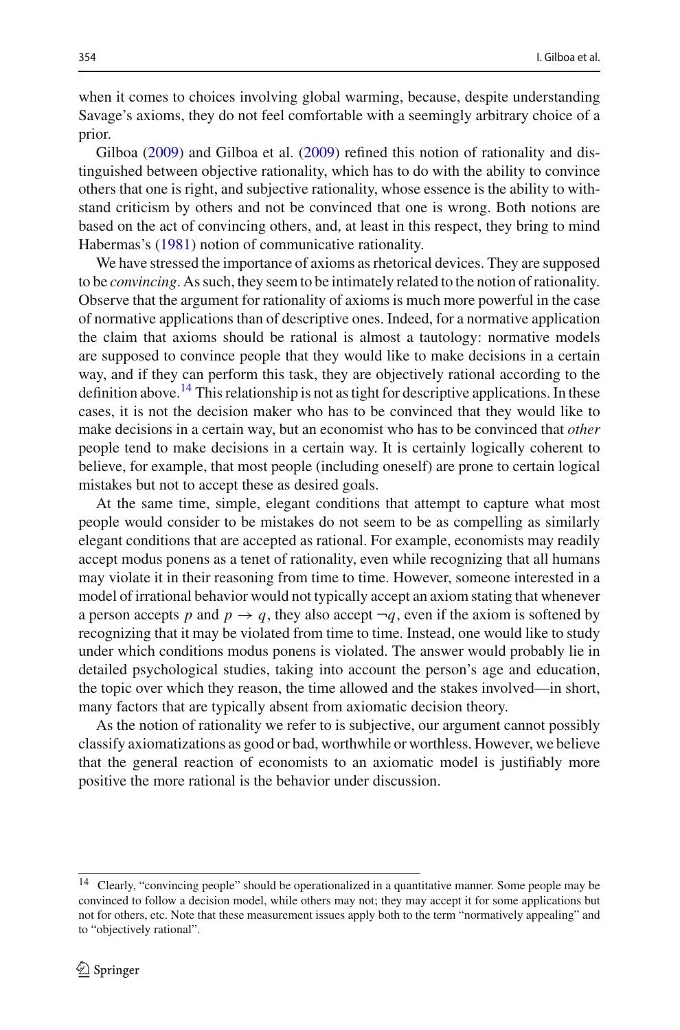when it comes to choices involving global warming, because, despite understanding Savage's axioms, they do not feel comfortable with a seemingly arbitrary choice of a prior.

Gilboa (2009) and Gilboa et al. (2009) refined this notion of rationality and distinguished between objective rationality, which has to do with the ability to convince others that one is right, and subjective rationality, whose essence is the ability to withstand criticism by others and not be convinced that one is wrong. Both notions are based on the act of convincing others, and, at least in this respect, they bring to mind Habermas's (1981) notion of communicative rationality.

We have stressed the importance of axioms as rhetorical devices. They are supposed to be *convincing*. As such, they seem to be intimately related to the notion of rationality. Observe that the argument for rationality of axioms is much more powerful in the case of normative applications than of descriptive ones. Indeed, for a normative application the claim that axioms should be rational is almost a tautology: normative models are supposed to convince people that they would like to make decisions in a certain way, and if they can perform this task, they are objectively rational according to the definition above.[14] This relationship is not as tight for descriptive applications. In these cases, it is not the decision maker who has to be convinced that they would like to make decisions in a certain way, but an economist who has to be convinced that *other* people tend to make decisions in a certain way. It is certainly logically coherent to believe, for example, that most people (including oneself) are prone to certain logical mistakes but not to accept these as desired goals.

At the same time, simple, elegant conditions that attempt to capture what most people would consider to be mistakes do not seem to be as compelling as similarly elegant conditions that are accepted as rational. For example, economists may readily accept modus ponens as a tenet of rationality, even while recognizing that all humans may violate it in their reasoning from time to time. However, someone interested in a model of irrational behavior would not typically accept an axiom stating that whenever a person accepts $p$ and $p \rightarrow q$, they also accept $\neg q$, even if the axiom is softened by recognizing that it may be violated from time to time. Instead, one would like to study under which conditions modus ponens is violated. The answer would probably lie in detailed psychological studies, taking into account the person's age and education, the topic over which they reason, the time allowed and the stakes involved—in short, many factors that are typically absent from axiomatic decision theory.

As the notion of rationality we refer to is subjective, our argument cannot possibly classify axiomatizations as good or bad, worthwhile or worthless. However, we believe that the general reaction of economists to an axiomatic model is justifiably more positive the more rational is the behavior under discussion.

---

[14] Clearly, "convincing people" should be operationalized in a quantitative manner. Some people may be convinced to follow a decision model, while others may not; they may accept it for some applications but not for others, etc. Note that these measurement issues apply both to the term "normatively appealing" and to "objectively rational".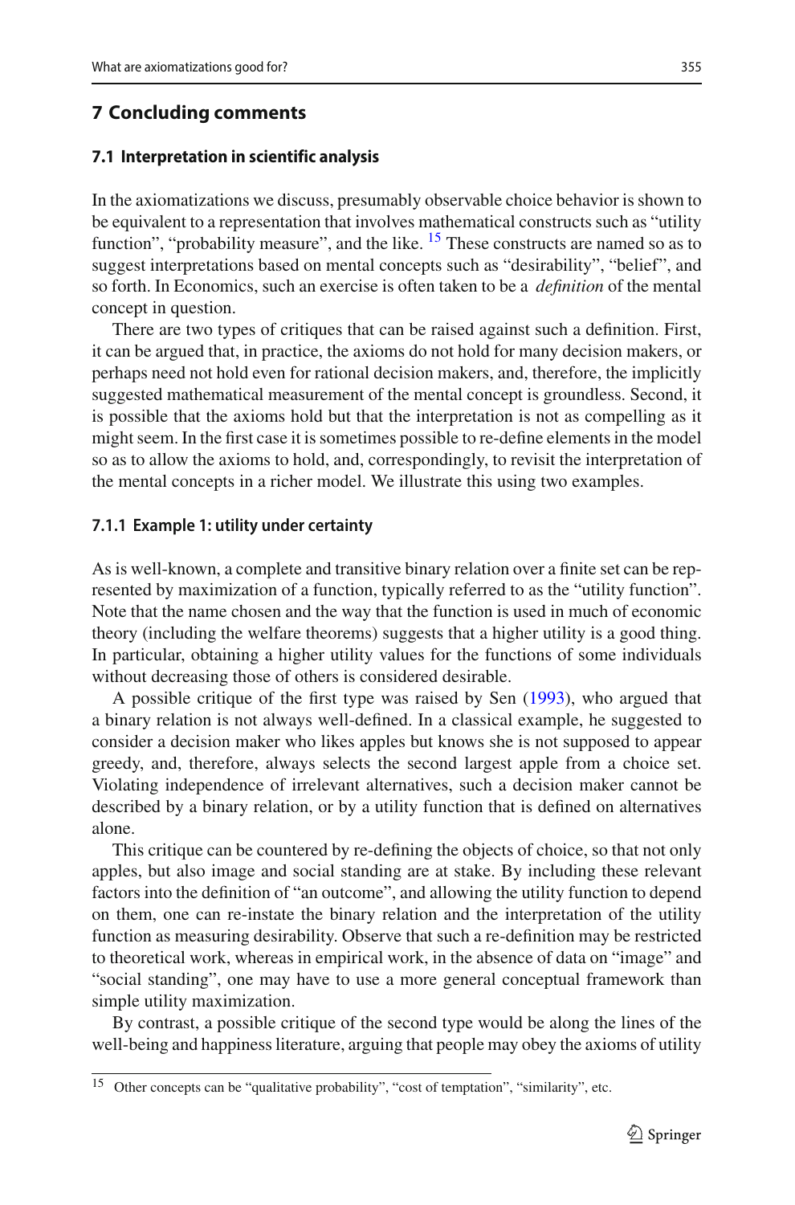## 7 Concluding comments

### 7.1 Interpretation in scientific analysis

In the axiomatizations we discuss, presumably observable choice behavior is shown to be equivalent to a representation that involves mathematical constructs such as "utility function", "probability measure", and the like. [15] These constructs are named so as to suggest interpretations based on mental concepts such as "desirability", "belief", and so forth. In Economics, such an exercise is often taken to be a *definition* of the mental concept in question.

There are two types of critiques that can be raised against such a definition. First, it can be argued that, in practice, the axioms do not hold for many decision makers, or perhaps need not hold even for rational decision makers, and, therefore, the implicitly suggested mathematical measurement of the mental concept is groundless. Second, it is possible that the axioms hold but that the interpretation is not as compelling as it might seem. In the first case it is sometimes possible to re-define elements in the model so as to allow the axioms to hold, and, correspondingly, to revisit the interpretation of the mental concepts in a richer model. We illustrate this using two examples.

#### 7.1.1 Example 1: utility under certainty

As is well-known, a complete and transitive binary relation over a finite set can be represented by maximization of a function, typically referred to as the "utility function". Note that the name chosen and the way that the function is used in much of economic theory (including the welfare theorems) suggests that a higher utility is a good thing. In particular, obtaining a higher utility values for the functions of some individuals without decreasing those of others is considered desirable.

A possible critique of the first type was raised by Sen (1993), who argued that a binary relation is not always well-defined. In a classical example, he suggested to consider a decision maker who likes apples but knows she is not supposed to appear greedy, and, therefore, always selects the second largest apple from a choice set. Violating independence of irrelevant alternatives, such a decision maker cannot be described by a binary relation, or by a utility function that is defined on alternatives alone.

This critique can be countered by re-defining the objects of choice, so that not only apples, but also image and social standing are at stake. By including these relevant factors into the definition of "an outcome", and allowing the utility function to depend on them, one can re-instate the binary relation and the interpretation of the utility function as measuring desirability. Observe that such a re-definition may be restricted to theoretical work, whereas in empirical work, in the absence of data on "image" and "social standing", one may have to use a more general conceptual framework than simple utility maximization.

By contrast, a possible critique of the second type would be along the lines of the well-being and happiness literature, arguing that people may obey the axioms of utility

[15] Other concepts can be "qualitative probability", "cost of temptation", "similarity", etc.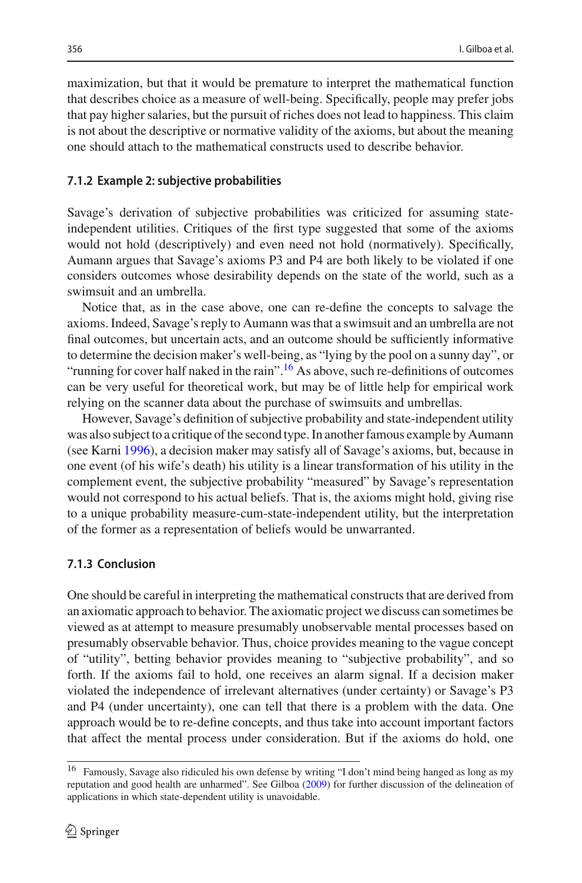maximization, but that it would be premature to interpret the mathematical function that describes choice as a measure of well-being. Specifically, people may prefer jobs that pay higher salaries, but the pursuit of riches does not lead to happiness. This claim is not about the descriptive or normative validity of the axioms, but about the meaning one should attach to the mathematical constructs used to describe behavior.

### 7.1.2 Example 2: subjective probabilities

Savage's derivation of subjective probabilities was criticized for assuming state-independent utilities. Critiques of the first type suggested that some of the axioms would not hold (descriptively) and even need not hold (normatively). Specifically, Aumann argues that Savage's axioms P3 and P4 are both likely to be violated if one considers outcomes whose desirability depends on the state of the world, such as a swimsuit and an umbrella.

Notice that, as in the case above, one can re-define the concepts to salvage the axioms. Indeed, Savage's reply to Aumann was that a swimsuit and an umbrella are not final outcomes, but uncertain acts, and an outcome should be sufficiently informative to determine the decision maker's well-being, as "lying by the pool on a sunny day", or "running for cover half naked in the rain".[16] As above, such re-definitions of outcomes can be very useful for theoretical work, but may be of little help for empirical work relying on the scanner data about the purchase of swimsuits and umbrellas.

However, Savage's definition of subjective probability and state-independent utility was also subject to a critique of the second type. In another famous example by Aumann (see Karni 1996), a decision maker may satisfy all of Savage's axioms, but, because in one event (of his wife's death) his utility is a linear transformation of his utility in the complement event, the subjective probability "measured" by Savage's representation would not correspond to his actual beliefs. That is, the axioms might hold, giving rise to a unique probability measure-cum-state-independent utility, but the interpretation of the former as a representation of beliefs would be unwarranted.

### 7.1.3 Conclusion

One should be careful in interpreting the mathematical constructs that are derived from an axiomatic approach to behavior. The axiomatic project we discuss can sometimes be viewed as at attempt to measure presumably unobservable mental processes based on presumably observable behavior. Thus, choice provides meaning to the vague concept of "utility", betting behavior provides meaning to "subjective probability", and so forth. If the axioms fail to hold, one receives an alarm signal. If a decision maker violated the independence of irrelevant alternatives (under certainty) or Savage's P3 and P4 (under uncertainty), one can tell that there is a problem with the data. One approach would be to re-define concepts, and thus take into account important factors that affect the mental process under consideration. But if the axioms do hold, one

---

[16] Famously, Savage also ridiculed his own defense by writing "I don't mind being hanged as long as my reputation and good health are unharmed". See Gilboa (2009) for further discussion of the delineation of applications in which state-dependent utility is unavoidable.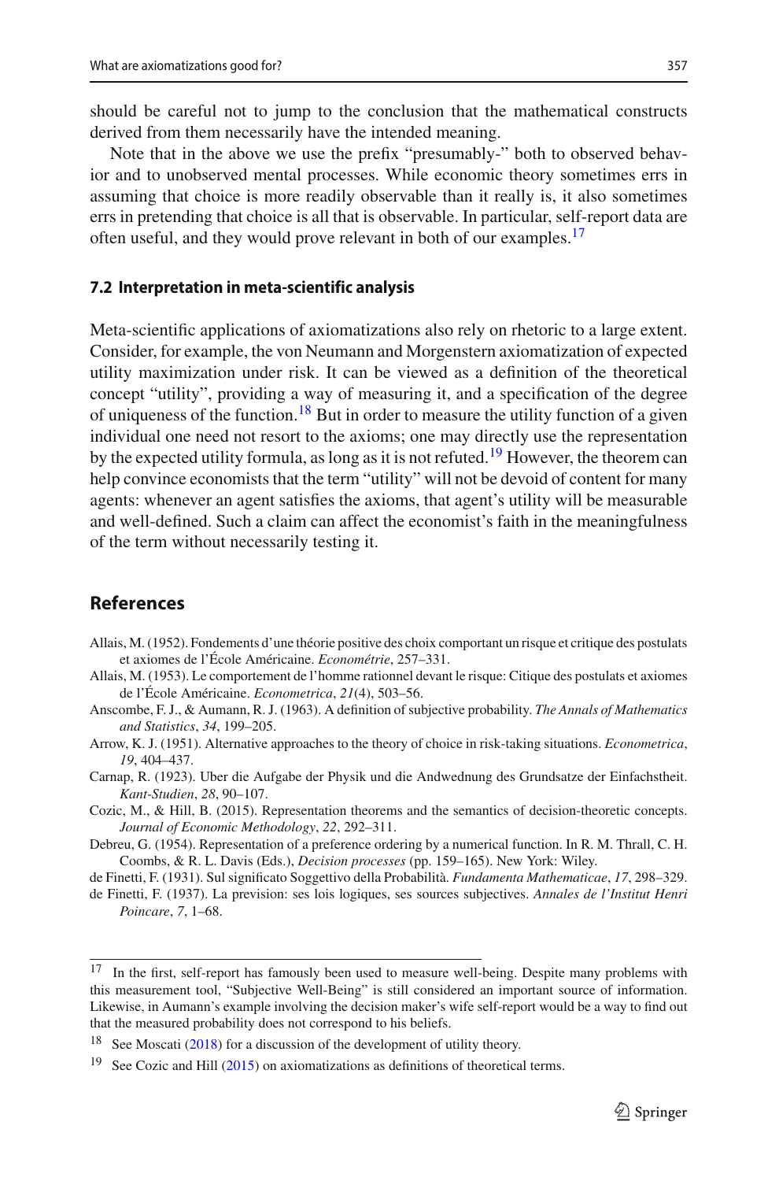should be careful not to jump to the conclusion that the mathematical constructs derived from them necessarily have the intended meaning.

Note that in the above we use the prefix "presumably-" both to observed behavior and to unobserved mental processes. While economic theory sometimes errs in assuming that choice is more readily observable than it really is, it also sometimes errs in pretending that choice is all that is observable. In particular, self-report data are often useful, and they would prove relevant in both of our examples.[17]

### 7.2 Interpretation in meta-scientific analysis

Meta-scientific applications of axiomatizations also rely on rhetoric to a large extent. Consider, for example, the von Neumann and Morgenstern axiomatization of expected utility maximization under risk. It can be viewed as a definition of the theoretical concept "utility", providing a way of measuring it, and a specification of the degree of uniqueness of the function.[18] But in order to measure the utility function of a given individual one need not resort to the axioms; one may directly use the representation by the expected utility formula, as long as it is not refuted.[19] However, the theorem can help convince economists that the term "utility" will not be devoid of content for many agents: whenever an agent satisfies the axioms, that agent's utility will be measurable and well-defined. Such a claim can affect the economist's faith in the meaningfulness of the term without necessarily testing it.

## References

Allais, M. (1952). Fondements d'une théorie positive des choix comportant un risque et critique des postulats et axiomes de l'École Américaine. *Econométrie*, 257–331.

Allais, M. (1953). Le comportement de l'homme rationnel devant le risque: Citique des postulats et axiomes de l'École Américaine. *Econometrica*, *21*(4), 503–56.

Anscombe, F. J., & Aumann, R. J. (1963). A definition of subjective probability. *The Annals of Mathematics and Statistics*, *34*, 199–205.

Arrow, K. J. (1951). Alternative approaches to the theory of choice in risk-taking situations. *Econometrica*, *19*, 404–437.

Carnap, R. (1923). Uber die Aufgabe der Physik und die Andwednung des Grundsatze der Einfachstheit. *Kant-Studien*, *28*, 90–107.

Cozic, M., & Hill, B. (2015). Representation theorems and the semantics of decision-theoretic concepts. *Journal of Economic Methodology*, *22*, 292–311.

Debreu, G. (1954). Representation of a preference ordering by a numerical function. In R. M. Thrall, C. H. Coombs, & R. L. Davis (Eds.), *Decision processes* (pp. 159–165). New York: Wiley.

de Finetti, F. (1931). Sul significato Soggettivo della Probabilità. *Fundamenta Mathematicae*, *17*, 298–329.

de Finetti, F. (1937). La prevision: ses lois logiques, ses sources subjectives. *Annales de l'Institut Henri Poincare*, *7*, 1–68.

---

[17] In the first, self-report has famously been used to measure well-being. Despite many problems with this measurement tool, "Subjective Well-Being" is still considered an important source of information. Likewise, in Aumann's example involving the decision maker's wife self-report would be a way to find out that the measured probability does not correspond to his beliefs.

[18] See Moscati (2018) for a discussion of the development of utility theory.

[19] See Cozic and Hill (2015) on axiomatizations as definitions of theoretical terms.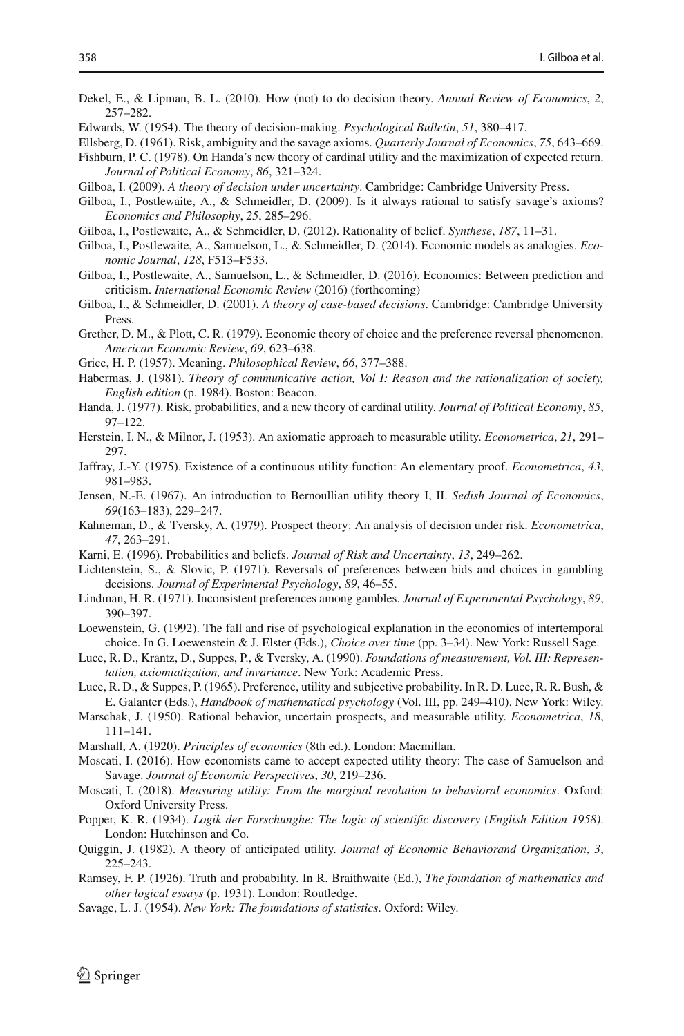Dekel, E., & Lipman, B. L. (2010). How (not) to do decision theory. *Annual Review of Economics*, *2*, 257–282.

Edwards, W. (1954). The theory of decision-making. *Psychological Bulletin*, *51*, 380–417.

Ellsberg, D. (1961). Risk, ambiguity and the savage axioms. *Quarterly Journal of Economics*, *75*, 643–669.

Fishburn, P. C. (1978). On Handa's new theory of cardinal utility and the maximization of expected return. *Journal of Political Economy*, *86*, 321–324.

Gilboa, I. (2009). *A theory of decision under uncertainty*. Cambridge: Cambridge University Press.

Gilboa, I., Postlewaite, A., & Schmeidler, D. (2009). Is it always rational to satisfy savage's axioms? *Economics and Philosophy*, *25*, 285–296.

Gilboa, I., Postlewaite, A., & Schmeidler, D. (2012). Rationality of belief. *Synthese*, *187*, 11–31.

Gilboa, I., Postlewaite, A., Samuelson, L., & Schmeidler, D. (2014). Economic models as analogies. *Economic Journal*, *128*, F513–F533.

Gilboa, I., Postlewaite, A., Samuelson, L., & Schmeidler, D. (2016). Economics: Between prediction and criticism. *International Economic Review* (2016) (forthcoming)

Gilboa, I., & Schmeidler, D. (2001). *A theory of case-based decisions*. Cambridge: Cambridge University Press.

Grether, D. M., & Plott, C. R. (1979). Economic theory of choice and the preference reversal phenomenon. *American Economic Review*, *69*, 623–638.

Grice, H. P. (1957). Meaning. *Philosophical Review*, *66*, 377–388.

Habermas, J. (1981). *Theory of communicative action, Vol I: Reason and the rationalization of society, English edition* (p. 1984). Boston: Beacon.

Handa, J. (1977). Risk, probabilities, and a new theory of cardinal utility. *Journal of Political Economy*, *85*, 97–122.

Herstein, I. N., & Milnor, J. (1953). An axiomatic approach to measurable utility. *Econometrica*, *21*, 291–297.

Jaffray, J.-Y. (1975). Existence of a continuous utility function: An elementary proof. *Econometrica*, *43*, 981–983.

Jensen, N.-E. (1967). An introduction to Bernoullian utility theory I, II. *Sedish Journal of Economics*, *69*(163–183), 229–247.

Kahneman, D., & Tversky, A. (1979). Prospect theory: An analysis of decision under risk. *Econometrica*, *47*, 263–291.

Karni, E. (1996). Probabilities and beliefs. *Journal of Risk and Uncertainty*, *13*, 249–262.

Lichtenstein, S., & Slovic, P. (1971). Reversals of preferences between bids and choices in gambling decisions. *Journal of Experimental Psychology*, *89*, 46–55.

Lindman, H. R. (1971). Inconsistent preferences among gambles. *Journal of Experimental Psychology*, *89*, 390–397.

Loewenstein, G. (1992). The fall and rise of psychological explanation in the economics of intertemporal choice. In G. Loewenstein & J. Elster (Eds.), *Choice over time* (pp. 3–34). New York: Russell Sage.

Luce, R. D., Krantz, D., Suppes, P., & Tversky, A. (1990). *Foundations of measurement, Vol. III: Representation, axiomiatization, and invariance*. New York: Academic Press.

Luce, R. D., & Suppes, P. (1965). Preference, utility and subjective probability. In R. D. Luce, R. R. Bush, & E. Galanter (Eds.), *Handbook of mathematical psychology* (Vol. III, pp. 249–410). New York: Wiley.

Marschak, J. (1950). Rational behavior, uncertain prospects, and measurable utility. *Econometrica*, *18*, 111–141.

Marshall, A. (1920). *Principles of economics* (8th ed.). London: Macmillan.

Moscati, I. (2016). How economists came to accept expected utility theory: The case of Samuelson and Savage. *Journal of Economic Perspectives*, *30*, 219–236.

Moscati, I. (2018). *Measuring utility: From the marginal revolution to behavioral economics*. Oxford: Oxford University Press.

Popper, K. R. (1934). *Logik der Forschunghe: The logic of scientific discovery (English Edition 1958)*. London: Hutchinson and Co.

Quiggin, J. (1982). A theory of anticipated utility. *Journal of Economic Behaviorand Organization*, *3*, 225–243.

Ramsey, F. P. (1926). Truth and probability. In R. Braithwaite (Ed.), *The foundation of mathematics and other logical essays* (p. 1931). London: Routledge.

Savage, L. J. (1954). *New York: The foundations of statistics*. Oxford: Wiley.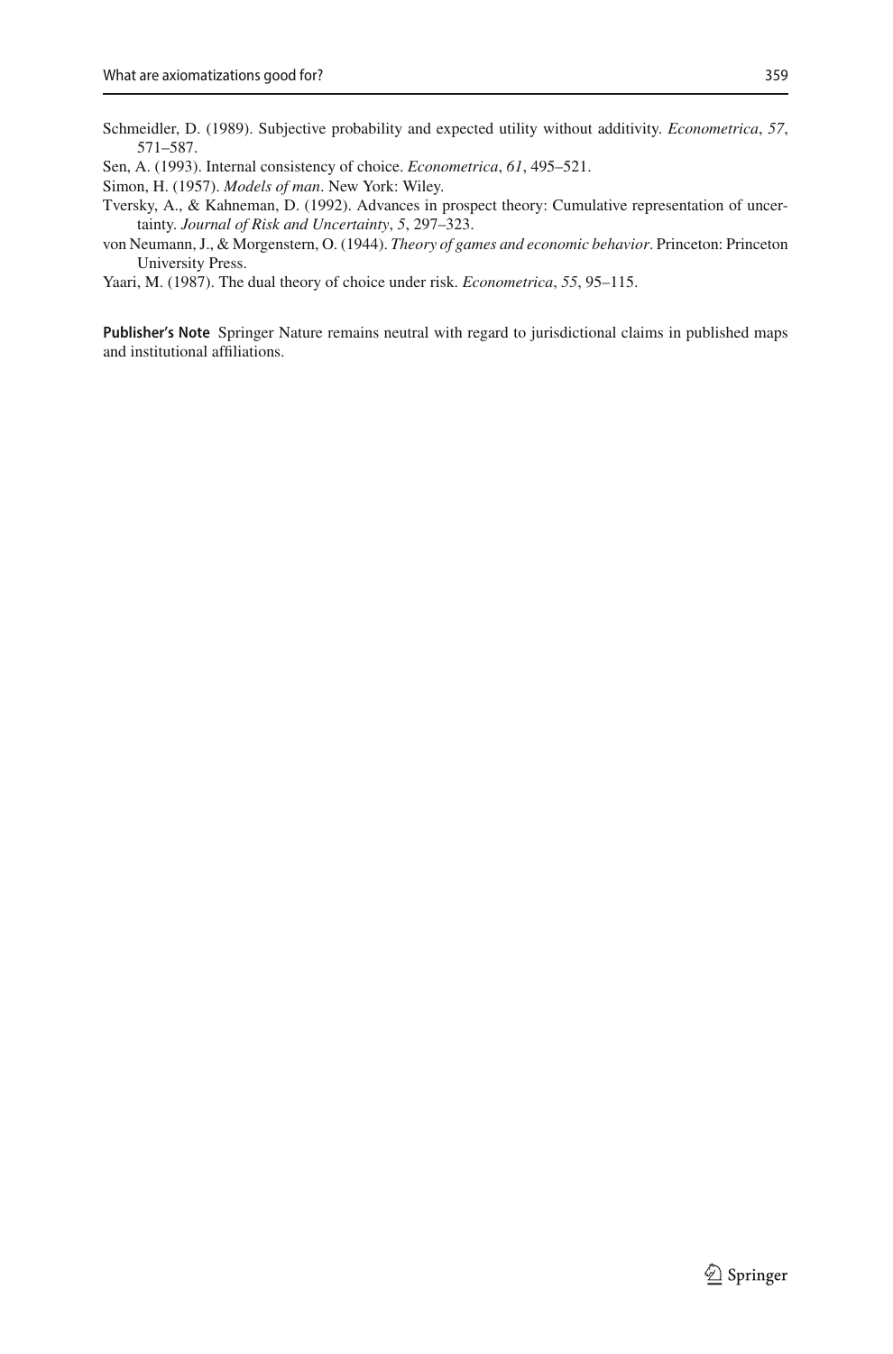Schmeidler, D. (1989). Subjective probability and expected utility without additivity. *Econometrica*, *57*, 571–587.

Sen, A. (1993). Internal consistency of choice. *Econometrica*, *61*, 495–521.

Simon, H. (1957). *Models of man*. New York: Wiley.

Tversky, A., & Kahneman, D. (1992). Advances in prospect theory: Cumulative representation of uncertainty. *Journal of Risk and Uncertainty*, *5*, 297–323.

von Neumann, J., & Morgenstern, O. (1944). *Theory of games and economic behavior*. Princeton: Princeton University Press.

Yaari, M. (1987). The dual theory of choice under risk. *Econometrica*, *55*, 95–115.

**Publisher's Note** Springer Nature remains neutral with regard to jurisdictional claims in published maps and institutional affiliations.